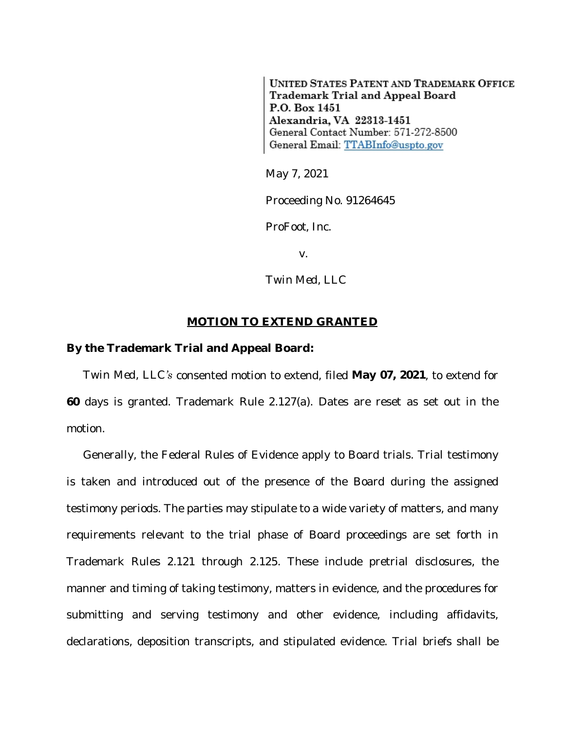UNITED STATES PATENT AND TRADEMARK OFFICE
Trademark Trial and Appeal Board
P.O. Box 1451
Alexandria, VA 22313-1451
General Contact Number: 571-272-8500
General Email: TTABInfo@uspto.gov

May 7, 2021

Proceeding No. 91264645

ProFoot, Inc.

v.

Twin Med, LLC

## MOTION TO EXTEND GRANTED

**By the Trademark Trial and Appeal Board:**

Twin Med, LLC's consented motion to extend, filed **May 07, 2021**, to extend for **60** days is granted. Trademark Rule 2.127(a). Dates are reset as set out in the motion.

Generally, the Federal Rules of Evidence apply to Board trials. Trial testimony is taken and introduced out of the presence of the Board during the assigned testimony periods. The parties may stipulate to a wide variety of matters, and many requirements relevant to the trial phase of Board proceedings are set forth in Trademark Rules 2.121 through 2.125. These include pretrial disclosures, the manner and timing of taking testimony, matters in evidence, and the procedures for submitting and serving testimony and other evidence, including affidavits, declarations, deposition transcripts, and stipulated evidence. Trial briefs shall be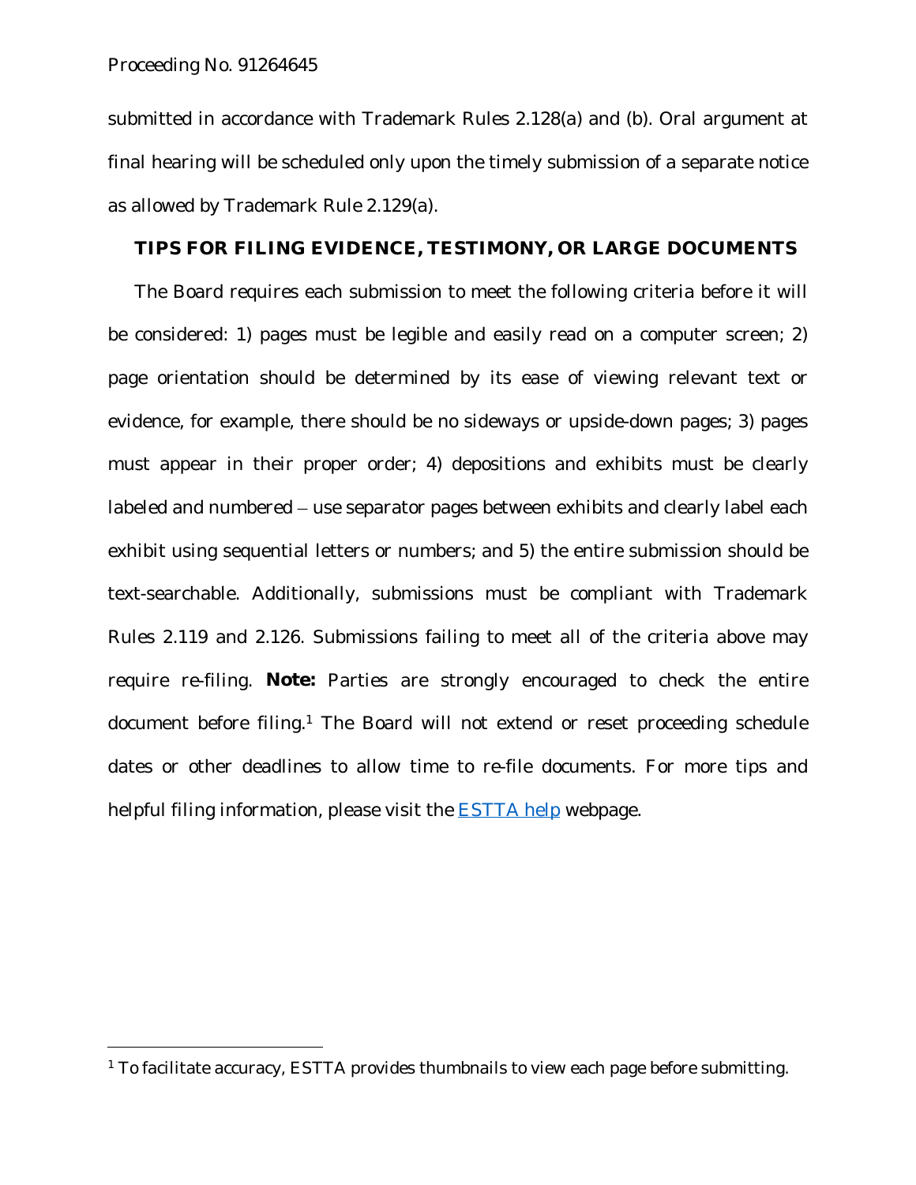submitted in accordance with Trademark Rules 2.128(a) and (b). Oral argument at final hearing will be scheduled only upon the timely submission of a separate notice as allowed by Trademark Rule 2.129(a).

**TIPS FOR FILING EVIDENCE, TESTIMONY, OR LARGE DOCUMENTS**

The Board requires each submission to meet the following criteria before it will be considered: 1) pages must be legible and easily read on a computer screen; 2) page orientation should be determined by its ease of viewing relevant text or evidence, for example, there should be no sideways or upside-down pages; 3) pages must appear in their proper order; 4) depositions and exhibits must be clearly labeled and numbered – use separator pages between exhibits and clearly label each exhibit using sequential letters or numbers; and 5) the entire submission should be text-searchable. Additionally, submissions must be compliant with Trademark Rules 2.119 and 2.126. Submissions failing to meet all of the criteria above may require re-filing. **Note:** Parties are strongly encouraged to check the entire document before filing.[1] The Board will not extend or reset proceeding schedule dates or other deadlines to allow time to re-file documents. For more tips and helpful filing information, please visit the ESTTA help webpage.

---

[1] To facilitate accuracy, ESTTA provides thumbnails to view each page before submitting.